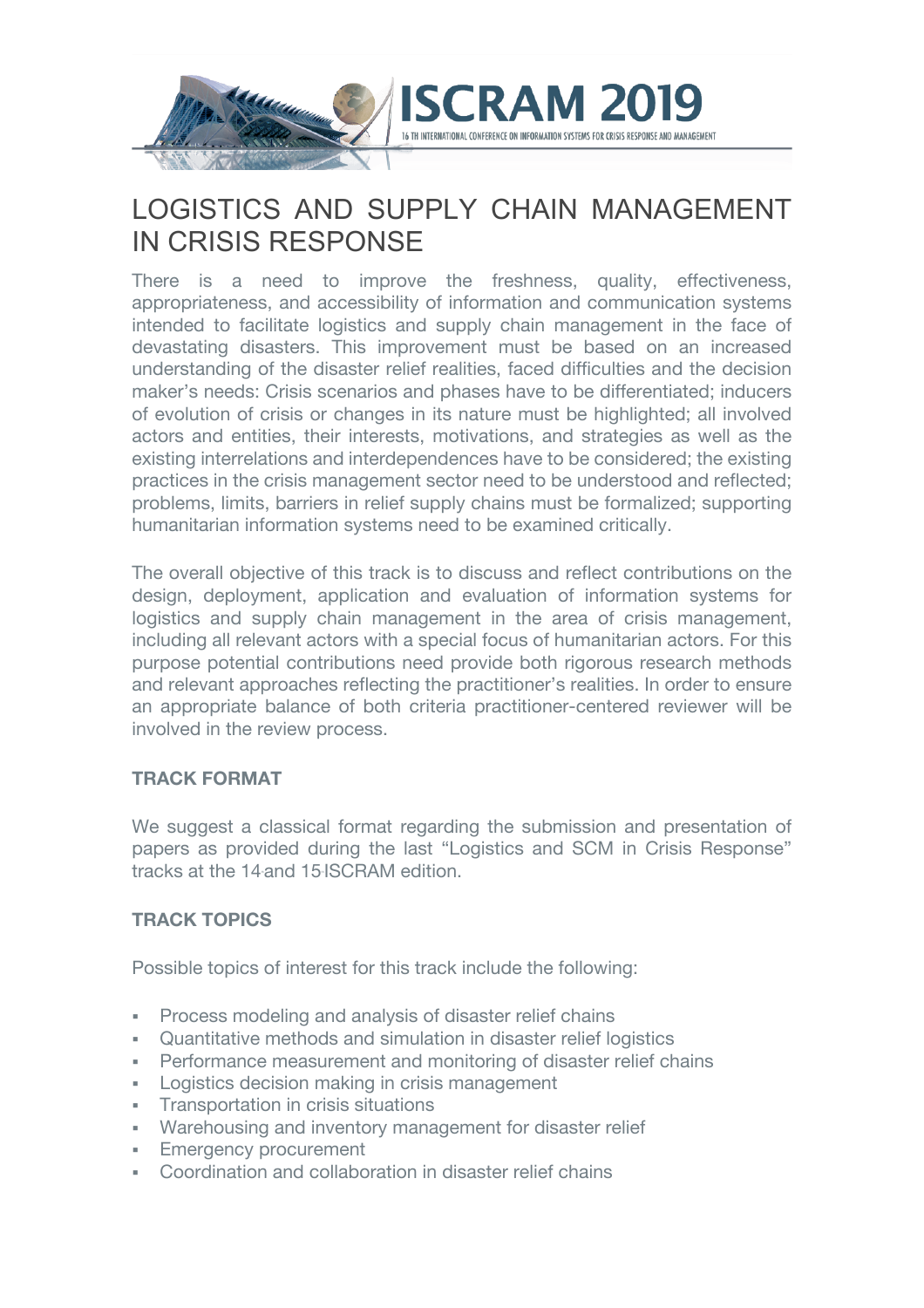# LOGISTICS AND SUPPLY CHAIN MANAGEMENT IN CRISIS RESPONSE

There is a need to improve the freshness, quality, effectiveness, appropriateness, and accessibility of information and communication systems intended to facilitate logistics and supply chain management in the face of devastating disasters. This improvement must be based on an increased understanding of the disaster relief realities, faced difficulties and the decision maker's needs: Crisis scenarios and phases have to be differentiated; inducers of evolution of crisis or changes in its nature must be highlighted; all involved actors and entities, their interests, motivations, and strategies as well as the existing interrelations and interdependences have to be considered; the existing practices in the crisis management sector need to be understood and reflected; problems, limits, barriers in relief supply chains must be formalized; supporting humanitarian information systems need to be examined critically.

The overall objective of this track is to discuss and reflect contributions on the design, deployment, application and evaluation of information systems for logistics and supply chain management in the area of crisis management, including all relevant actors with a special focus of humanitarian actors. For this purpose potential contributions need provide both rigorous research methods and relevant approaches reflecting the practitioner's realities. In order to ensure an appropriate balance of both criteria practitioner-centered reviewer will be involved in the review process.

### TRACK FORMAT

We suggest a classical format regarding the submission and presentation of papers as provided during the last "Logistics and SCM in Crisis Response" tracks at the 14 and 15 ISCRAM edition.

### TRACK TOPICS

Possible topics of interest for this track include the following:

- Process modeling and analysis of disaster relief chains
- Quantitative methods and simulation in disaster relief logistics
- Performance measurement and monitoring of disaster relief chains
- Logistics decision making in crisis management
- Transportation in crisis situations
- Warehousing and inventory management for disaster relief
- Emergency procurement
- Coordination and collaboration in disaster relief chains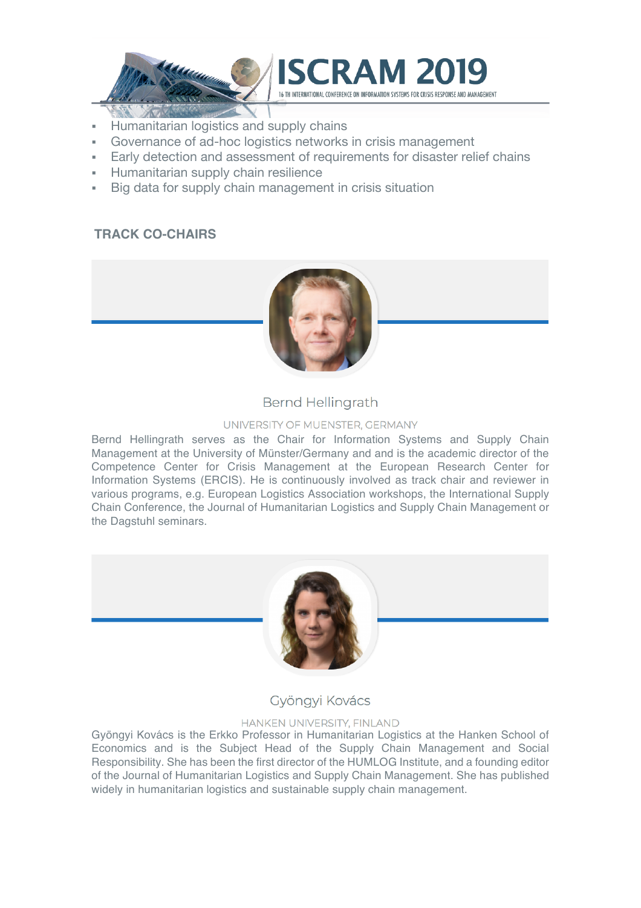- Humanitarian logistics and supply chains
- Governance of ad-hoc logistics networks in crisis management
- Early detection and assessment of requirements for disaster relief chains
- Humanitarian supply chain resilience
- Big data for supply chain management in crisis situation

## TRACK CO-CHAIRS

### Bernd Hellingrath

UNIVERSITY OF MUENSTER, GERMANY

Bernd Hellingrath serves as the Chair for Information Systems and Supply Chain Management at the University of Münster/Germany and and is the academic director of the Competence Center for Crisis Management at the European Research Center for Information Systems (ERCIS). He is continuously involved as track chair and reviewer in various programs, e.g. European Logistics Association workshops, the International Supply Chain Conference, the Journal of Humanitarian Logistics and Supply Chain Management or the Dagstuhl seminars.

### Gyöngyi Kovács

HANKEN UNIVERSITY, FINLAND

Gyöngyi Kovács is the Erkko Professor in Humanitarian Logistics at the Hanken School of Economics and is the Subject Head of the Supply Chain Management and Social Responsibility. She has been the first director of the HUMLOG Institute, and a founding editor of the Journal of Humanitarian Logistics and Supply Chain Management. She has published widely in humanitarian logistics and sustainable supply chain management.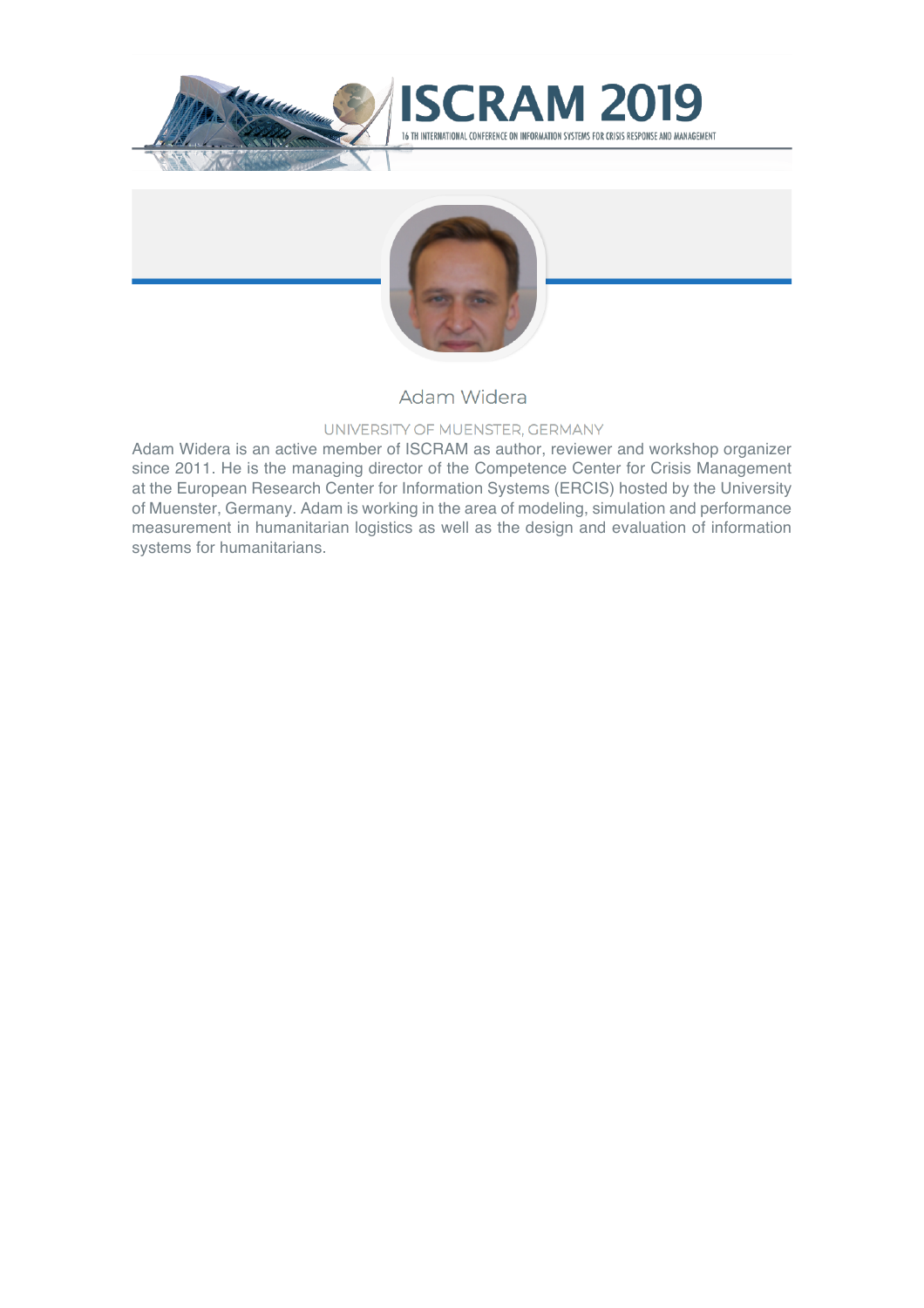Adam Widera

UNIVERSITY OF MUENSTER, GERMANY

Adam Widera is an active member of ISCRAM as author, reviewer and workshop organizer since 2011. He is the managing director of the Competence Center for Crisis Management at the European Research Center for Information Systems (ERCIS) hosted by the University of Muenster, Germany. Adam is working in the area of modeling, simulation and performance measurement in humanitarian logistics as well as the design and evaluation of information systems for humanitarians.